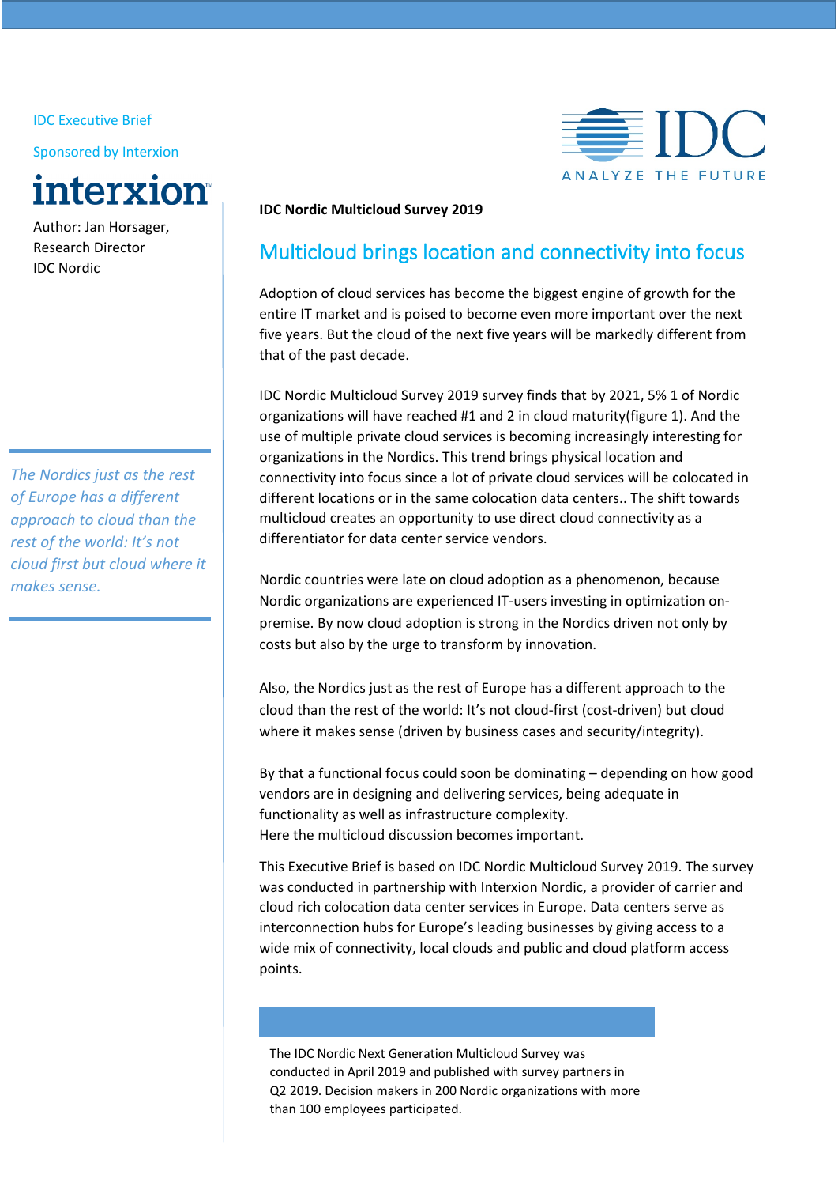IDC Executive Brief

Sponsored by Interxion

interxion

Author: Jan Horsager, Research Director IDC Nordic

**IDC Nordic Multicloud Survey 2019**

# Multicloud brings location and connectivity into focus

Adoption of cloud services has become the biggest engine of growth for the entire IT market and is poised to become even more important over the next five years. But the cloud of the next five years will be markedly different from that of the past decade.

IDC Nordic Multicloud Survey 2019 survey finds that by 2021, 5% 1 of Nordic organizations will have reached #1 and 2 in cloud maturity(figure 1). And the use of multiple private cloud services is becoming increasingly interesting for organizations in the Nordics. This trend brings physical location and connectivity into focus since a lot of private cloud services will be colocated in different locations or in the same colocation data centers.. The shift towards multicloud creates an opportunity to use direct cloud connectivity as a differentiator for data center service vendors.

*The Nordics just as the rest of Europe has a different approach to cloud than the rest of the world: It's not cloud first but cloud where it makes sense.*

Nordic countries were late on cloud adoption as a phenomenon, because Nordic organizations are experienced IT-users investing in optimization on-premise. By now cloud adoption is strong in the Nordics driven not only by costs but also by the urge to transform by innovation.

Also, the Nordics just as the rest of Europe has a different approach to the cloud than the rest of the world: It's not cloud-first (cost-driven) but cloud where it makes sense (driven by business cases and security/integrity).

By that a functional focus could soon be dominating – depending on how good vendors are in designing and delivering services, being adequate in functionality as well as infrastructure complexity.
Here the multicloud discussion becomes important.

This Executive Brief is based on IDC Nordic Multicloud Survey 2019. The survey was conducted in partnership with Interxion Nordic, a provider of carrier and cloud rich colocation data center services in Europe. Data centers serve as interconnection hubs for Europe's leading businesses by giving access to a wide mix of connectivity, local clouds and public and cloud platform access points.

The IDC Nordic Next Generation Multicloud Survey was conducted in April 2019 and published with survey partners in Q2 2019. Decision makers in 200 Nordic organizations with more than 100 employees participated.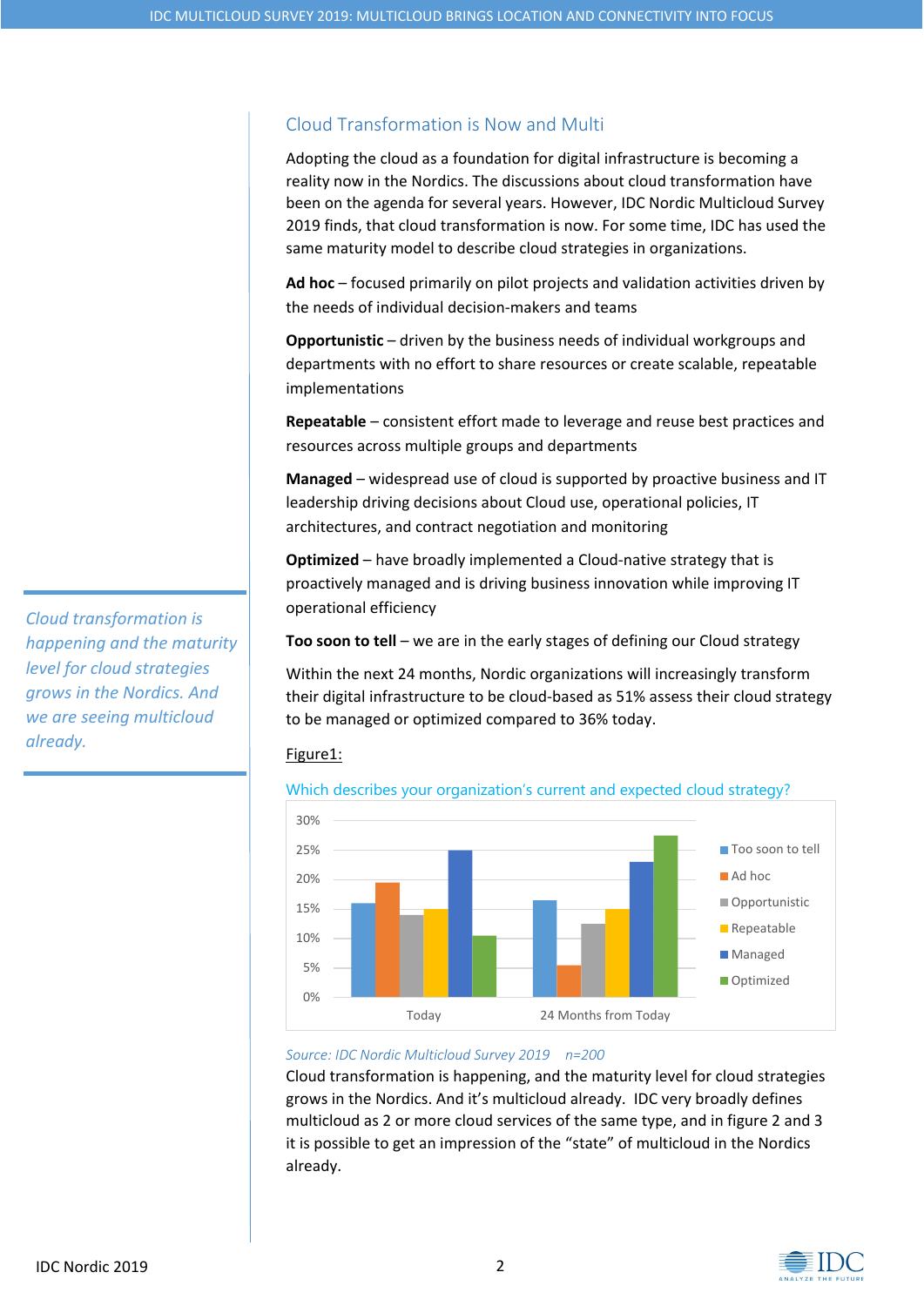## Cloud Transformation is Now and Multi

Adopting the cloud as a foundation for digital infrastructure is becoming a reality now in the Nordics. The discussions about cloud transformation have been on the agenda for several years. However, IDC Nordic Multicloud Survey 2019 finds, that cloud transformation is now. For some time, IDC has used the same maturity model to describe cloud strategies in organizations.

**Ad hoc** – focused primarily on pilot projects and validation activities driven by the needs of individual decision-makers and teams

**Opportunistic** – driven by the business needs of individual workgroups and departments with no effort to share resources or create scalable, repeatable implementations

**Repeatable** – consistent effort made to leverage and reuse best practices and resources across multiple groups and departments

**Managed** – widespread use of cloud is supported by proactive business and IT leadership driving decisions about Cloud use, operational policies, IT architectures, and contract negotiation and monitoring

**Optimized** – have broadly implemented a Cloud-native strategy that is proactively managed and is driving business innovation while improving IT operational efficiency

**Too soon to tell** – we are in the early stages of defining our Cloud strategy

*Cloud transformation is happening and the maturity level for cloud strategies grows in the Nordics. And we are seeing multicloud already.*

Within the next 24 months, Nordic organizations will increasingly transform their digital infrastructure to be cloud-based as 51% assess their cloud strategy to be managed or optimized compared to 36% today.

Figure1:

Which describes your organization's current and expected cloud strategy?

| | Too soon to tell | Ad hoc | Opportunistic | Repeatable | Managed | Optimized |
|---|---|---|---|---|---|---|
| Today | ~16% | ~19.5% | ~14% | ~15% | ~25% | ~10.5% |
| 24 Months from Today | ~16.5% | ~5.5% | ~12.5% | ~15% | ~23% | ~27.5% |

*Source: IDC Nordic Multicloud Survey 2019 n=200*

Cloud transformation is happening, and the maturity level for cloud strategies grows in the Nordics. And it's multicloud already. IDC very broadly defines multicloud as 2 or more cloud services of the same type, and in figure 2 and 3 it is possible to get an impression of the "state" of multicloud in the Nordics already.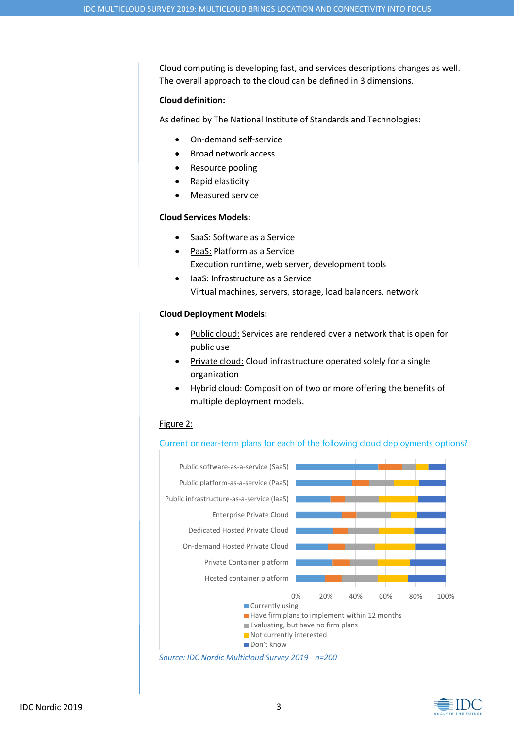Cloud computing is developing fast, and services descriptions changes as well. The overall approach to the cloud can be defined in 3 dimensions.

**Cloud definition:**

As defined by The National Institute of Standards and Technologies:

- On-demand self-service
- Broad network access
- Resource pooling
- Rapid elasticity
- Measured service

**Cloud Services Models:**

- SaaS: Software as a Service
- PaaS: Platform as a Service
  Execution runtime, web server, development tools
- IaaS: Infrastructure as a Service
  Virtual machines, servers, storage, load balancers, network

**Cloud Deployment Models:**

- Public cloud: Services are rendered over a network that is open for public use
- Private cloud: Cloud infrastructure operated solely for a single organization
- Hybrid cloud: Composition of two or more offering the benefits of multiple deployment models.

Figure 2:

Current or near-term plans for each of the following cloud deployments options?

Public software-as-a-service (SaaS)
Public platform-as-a-service (PaaS)
Public infrastructure-as-a-service (IaaS)
Enterprise Private Cloud
Dedicated Hosted Private Cloud
On-demand Hosted Private Cloud
Private Container platform
Hosted container platform

0% 20% 40% 60% 80% 100%

- Currently using
- Have firm plans to implement within 12 months
- Evaluating, but have no firm plans
- Not currently interested
- Don't know

*Source: IDC Nordic Multicloud Survey 2019 n=200*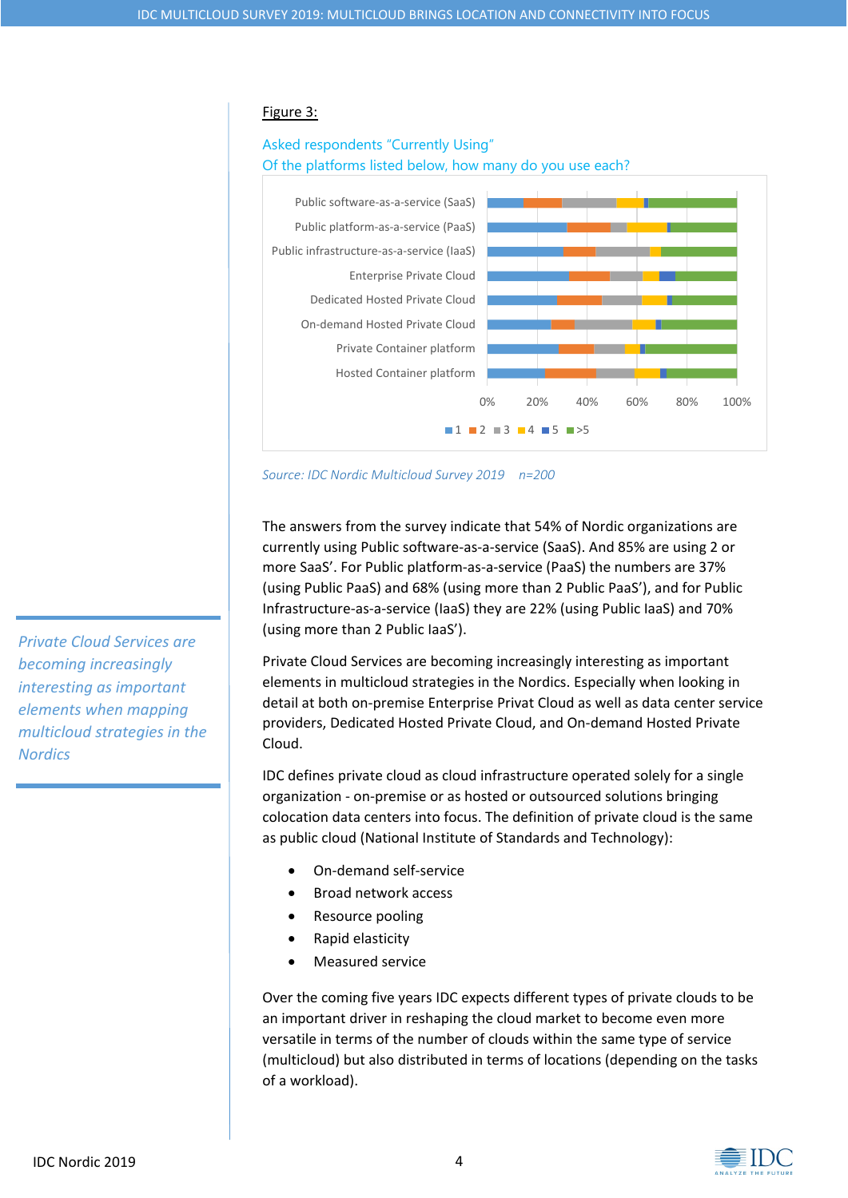Figure 3:

Asked respondents "Currently Using"
Of the platforms listed below, how many do you use each?

Source: IDC Nordic Multicloud Survey 2019 n=200

The answers from the survey indicate that 54% of Nordic organizations are currently using Public software-as-a-service (SaaS). And 85% are using 2 or more SaaS'. For Public platform-as-a-service (PaaS) the numbers are 37% (using Public PaaS) and 68% (using more than 2 Public PaaS'), and for Public Infrastructure-as-a-service (IaaS) they are 22% (using Public IaaS) and 70% (using more than 2 Public IaaS').

*Private Cloud Services are becoming increasingly interesting as important elements when mapping multicloud strategies in the Nordics*

Private Cloud Services are becoming increasingly interesting as important elements in multicloud strategies in the Nordics. Especially when looking in detail at both on-premise Enterprise Privat Cloud as well as data center service providers, Dedicated Hosted Private Cloud, and On-demand Hosted Private Cloud.

IDC defines private cloud as cloud infrastructure operated solely for a single organization - on-premise or as hosted or outsourced solutions bringing colocation data centers into focus. The definition of private cloud is the same as public cloud (National Institute of Standards and Technology):

- On-demand self-service
- Broad network access
- Resource pooling
- Rapid elasticity
- Measured service

Over the coming five years IDC expects different types of private clouds to be an important driver in reshaping the cloud market to become even more versatile in terms of the number of clouds within the same type of service (multicloud) but also distributed in terms of locations (depending on the tasks of a workload).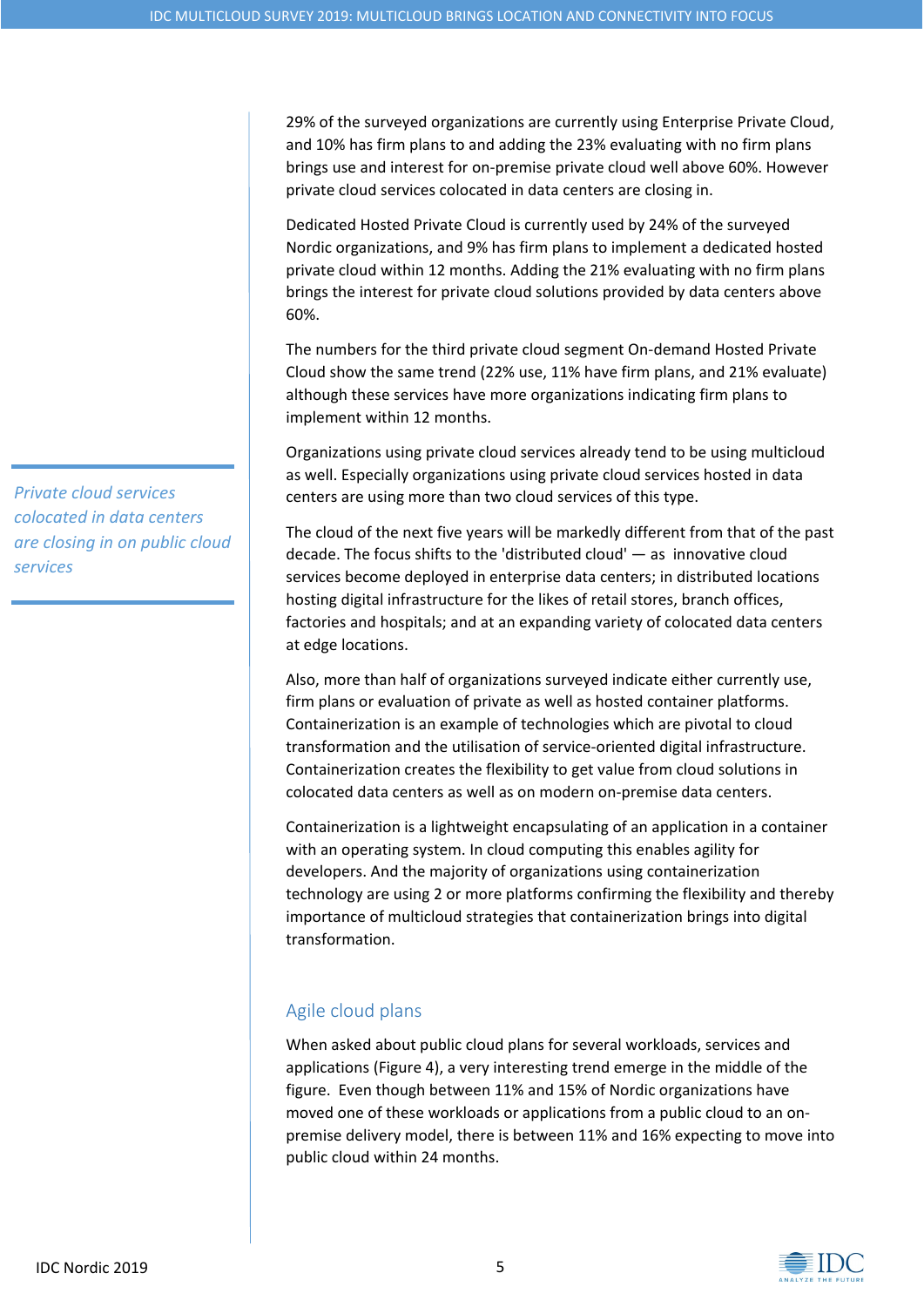29% of the surveyed organizations are currently using Enterprise Private Cloud, and 10% has firm plans to and adding the 23% evaluating with no firm plans brings use and interest for on-premise private cloud well above 60%. However private cloud services colocated in data centers are closing in.

Dedicated Hosted Private Cloud is currently used by 24% of the surveyed Nordic organizations, and 9% has firm plans to implement a dedicated hosted private cloud within 12 months. Adding the 21% evaluating with no firm plans brings the interest for private cloud solutions provided by data centers above 60%.

The numbers for the third private cloud segment On-demand Hosted Private Cloud show the same trend (22% use, 11% have firm plans, and 21% evaluate) although these services have more organizations indicating firm plans to implement within 12 months.

*Private cloud services colocated in data centers are closing in on public cloud services*

Organizations using private cloud services already tend to be using multicloud as well. Especially organizations using private cloud services hosted in data centers are using more than two cloud services of this type.

The cloud of the next five years will be markedly different from that of the past decade. The focus shifts to the 'distributed cloud' — as innovative cloud services become deployed in enterprise data centers; in distributed locations hosting digital infrastructure for the likes of retail stores, branch offices, factories and hospitals; and at an expanding variety of colocated data centers at edge locations.

Also, more than half of organizations surveyed indicate either currently use, firm plans or evaluation of private as well as hosted container platforms. Containerization is an example of technologies which are pivotal to cloud transformation and the utilisation of service-oriented digital infrastructure. Containerization creates the flexibility to get value from cloud solutions in colocated data centers as well as on modern on-premise data centers.

Containerization is a lightweight encapsulating of an application in a container with an operating system. In cloud computing this enables agility for developers. And the majority of organizations using containerization technology are using 2 or more platforms confirming the flexibility and thereby importance of multicloud strategies that containerization brings into digital transformation.

## Agile cloud plans

When asked about public cloud plans for several workloads, services and applications (Figure 4), a very interesting trend emerge in the middle of the figure. Even though between 11% and 15% of Nordic organizations have moved one of these workloads or applications from a public cloud to an on-premise delivery model, there is between 11% and 16% expecting to move into public cloud within 24 months.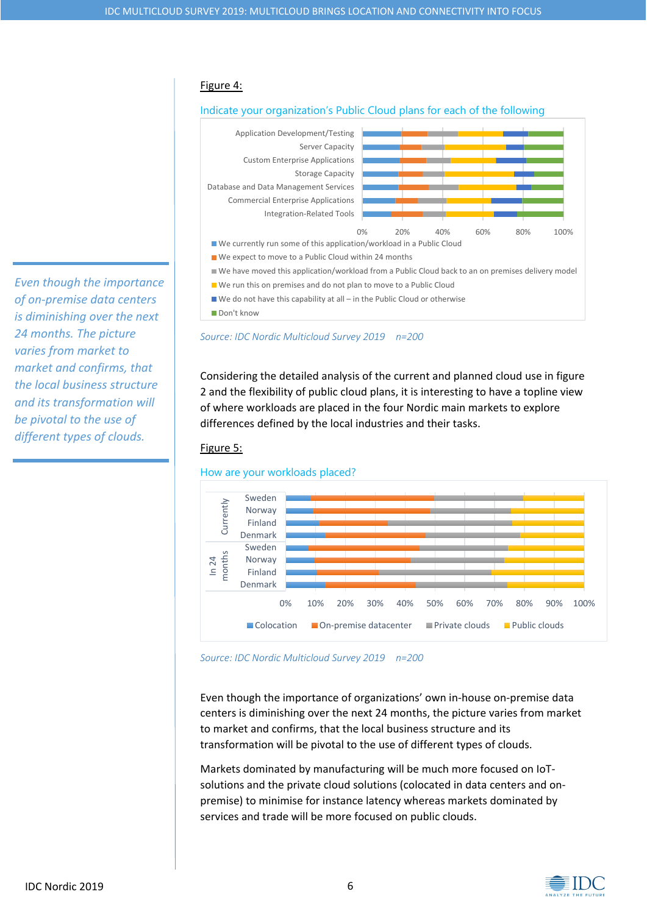Figure 4:

Indicate your organization's Public Cloud plans for each of the following

Application Development/Testing
Server Capacity
Custom Enterprise Applications
Storage Capacity
Database and Data Management Services
Commercial Enterprise Applications
Integration-Related Tools

0% 20% 40% 60% 80% 100%

- We currently run some of this application/workload in a Public Cloud
- We expect to move to a Public Cloud within 24 months
- We have moved this application/workload from a Public Cloud back to an on premises delivery model
- We run this on premises and do not plan to move to a Public Cloud
- We do not have this capability at all – in the Public Cloud or otherwise
- Don't know

*Source: IDC Nordic Multicloud Survey 2019 n=200*

*Even though the importance of on-premise data centers is diminishing over the next 24 months. The picture varies from market to market and confirms, that the local business structure and its transformation will be pivotal to the use of different types of clouds.*

Considering the detailed analysis of the current and planned cloud use in figure 2 and the flexibility of public cloud plans, it is interesting to have a topline view of where workloads are placed in the four Nordic main markets to explore differences defined by the local industries and their tasks.

Figure 5:

How are your workloads placed?

Currently: Sweden, Norway, Finland, Denmark
In 24 months: Sweden, Norway, Finland, Denmark

0% 10% 20% 30% 40% 50% 60% 70% 80% 90% 100%

- Colocation
- On-premise datacenter
- Private clouds
- Public clouds

*Source: IDC Nordic Multicloud Survey 2019 n=200*

Even though the importance of organizations' own in-house on-premise data centers is diminishing over the next 24 months, the picture varies from market to market and confirms, that the local business structure and its transformation will be pivotal to the use of different types of clouds.

Markets dominated by manufacturing will be much more focused on IoT-solutions and the private cloud solutions (colocated in data centers and on-premise) to minimise for instance latency whereas markets dominated by services and trade will be more focused on public clouds.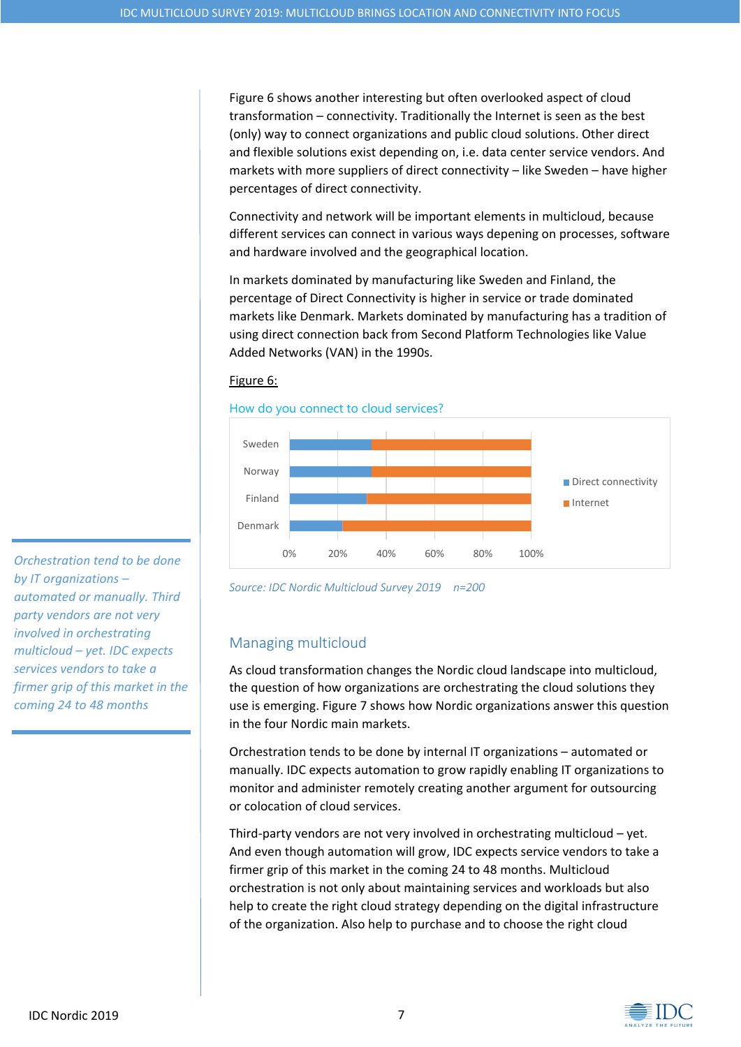Figure 6 shows another interesting but often overlooked aspect of cloud transformation – connectivity. Traditionally the Internet is seen as the best (only) way to connect organizations and public cloud solutions. Other direct and flexible solutions exist depending on, i.e. data center service vendors. And markets with more suppliers of direct connectivity – like Sweden – have higher percentages of direct connectivity.

Connectivity and network will be important elements in multicloud, because different services can connect in various ways depening on processes, software and hardware involved and the geographical location.

In markets dominated by manufacturing like Sweden and Finland, the percentage of Direct Connectivity is higher in service or trade dominated markets like Denmark. Markets dominated by manufacturing has a tradition of using direct connection back from Second Platform Technologies like Value Added Networks (VAN) in the 1990s.

Figure 6:

How do you connect to cloud services?

| | Direct connectivity | Internet |
|---|---|---|
| Sweden | ~34% | ~66% |
| Norway | ~34% | ~66% |
| Finland | ~32% | ~68% |
| Denmark | ~22% | ~78% |

*Source: IDC Nordic Multicloud Survey 2019 n=200*

*Orchestration tend to be done by IT organizations – automated or manually. Third party vendors are not very involved in orchestrating multicloud – yet. IDC expects services vendors to take a firmer grip of this market in the coming 24 to 48 months*

## Managing multicloud

As cloud transformation changes the Nordic cloud landscape into multicloud, the question of how organizations are orchestrating the cloud solutions they use is emerging. Figure 7 shows how Nordic organizations answer this question in the four Nordic main markets.

Orchestration tends to be done by internal IT organizations – automated or manually. IDC expects automation to grow rapidly enabling IT organizations to monitor and administer remotely creating another argument for outsourcing or colocation of cloud services.

Third-party vendors are not very involved in orchestrating multicloud – yet. And even though automation will grow, IDC expects service vendors to take a firmer grip of this market in the coming 24 to 48 months. Multicloud orchestration is not only about maintaining services and workloads but also help to create the right cloud strategy depending on the digital infrastructure of the organization. Also help to purchase and to choose the right cloud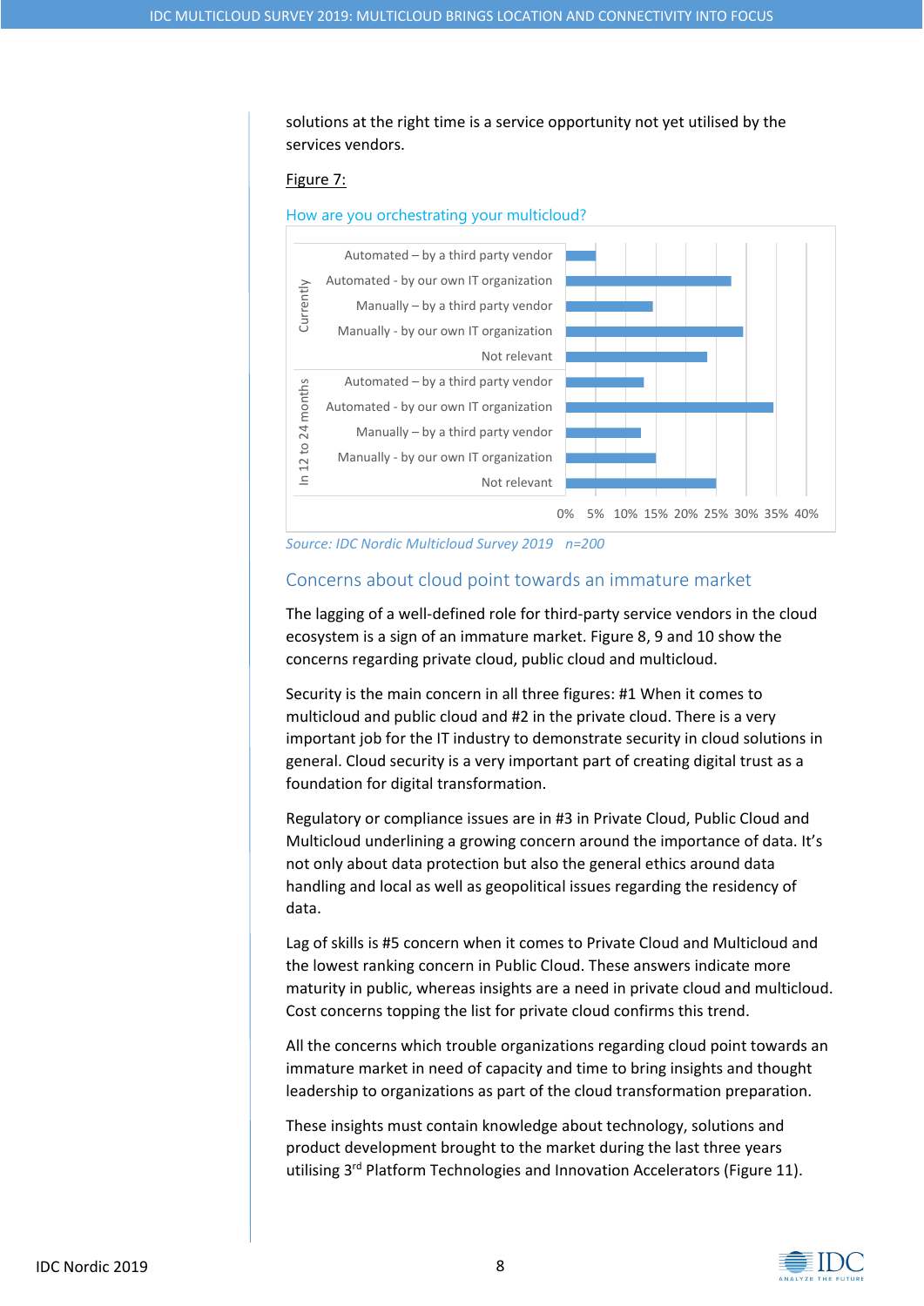solutions at the right time is a service opportunity not yet utilised by the services vendors.

Figure 7:

How are you orchestrating your multicloud?

| | | |
|---|---|---|
| Currently | Automated – by a third party vendor | |
| | Automated - by our own IT organization | |
| | Manually – by a third party vendor | |
| | Manually - by our own IT organization | |
| | Not relevant | |
| In 12 to 24 months | Automated – by a third party vendor | |
| | Automated - by our own IT organization | |
| | Manually – by a third party vendor | |
| | Manually - by our own IT organization | |
| | Not relevant | |

0% 5% 10% 15% 20% 25% 30% 35% 40%

*Source: IDC Nordic Multicloud Survey 2019 n=200*

## Concerns about cloud point towards an immature market

The lagging of a well-defined role for third-party service vendors in the cloud ecosystem is a sign of an immature market. Figure 8, 9 and 10 show the concerns regarding private cloud, public cloud and multicloud.

Security is the main concern in all three figures: #1 When it comes to multicloud and public cloud and #2 in the private cloud. There is a very important job for the IT industry to demonstrate security in cloud solutions in general. Cloud security is a very important part of creating digital trust as a foundation for digital transformation.

Regulatory or compliance issues are in #3 in Private Cloud, Public Cloud and Multicloud underlining a growing concern around the importance of data. It's not only about data protection but also the general ethics around data handling and local as well as geopolitical issues regarding the residency of data.

Lag of skills is #5 concern when it comes to Private Cloud and Multicloud and the lowest ranking concern in Public Cloud. These answers indicate more maturity in public, whereas insights are a need in private cloud and multicloud. Cost concerns topping the list for private cloud confirms this trend.

All the concerns which trouble organizations regarding cloud point towards an immature market in need of capacity and time to bring insights and thought leadership to organizations as part of the cloud transformation preparation.

These insights must contain knowledge about technology, solutions and product development brought to the market during the last three years utilising 3rd Platform Technologies and Innovation Accelerators (Figure 11).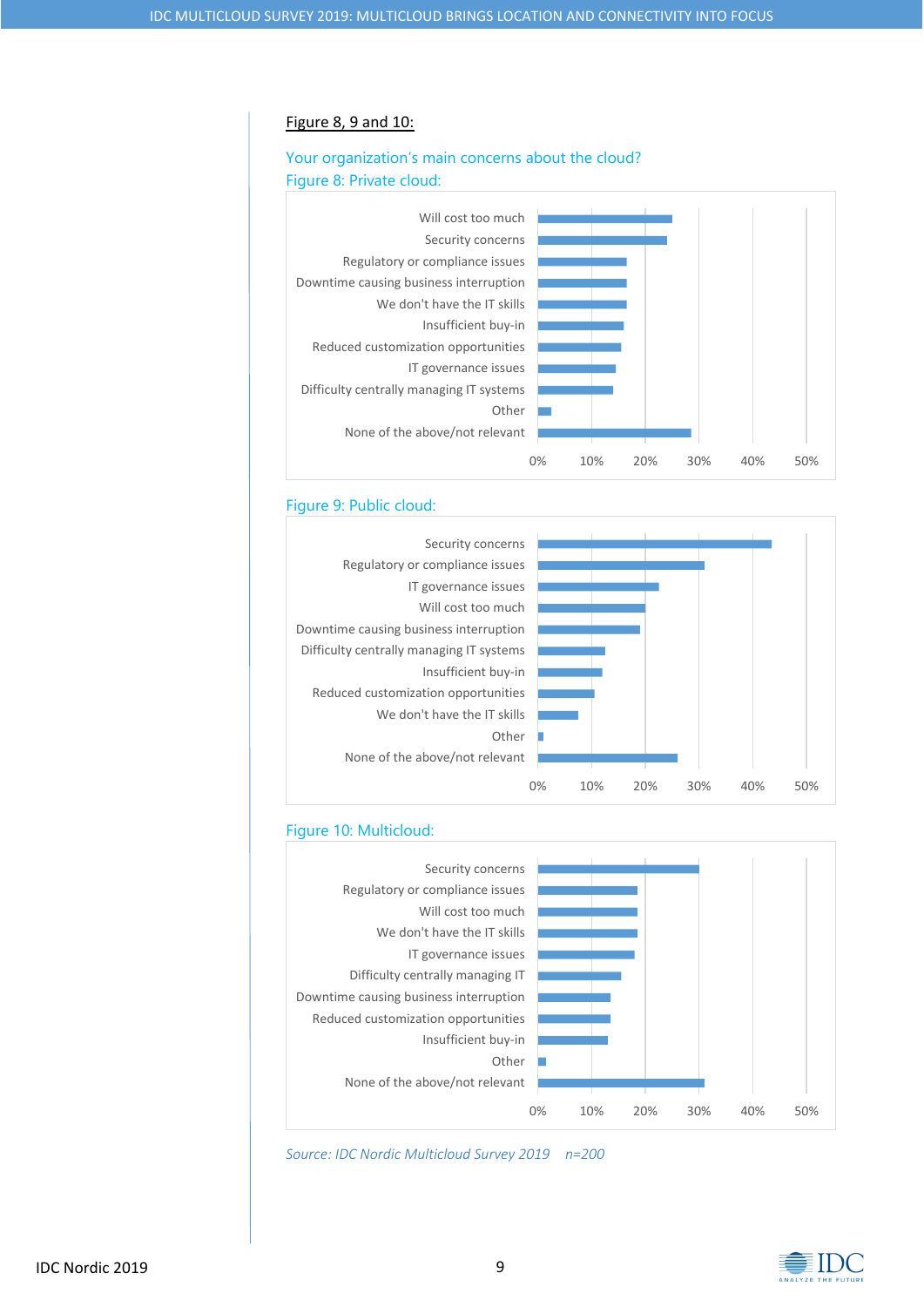Figure 8, 9 and 10:

Your organization's main concerns about the cloud?

Figure 8: Private cloud:

| Concern | Share |
|---|---|
| Will cost too much | ~25% |
| Security concerns | ~24% |
| Regulatory or compliance issues | ~17% |
| Downtime causing business interruption | ~17% |
| We don't have the IT skills | ~17% |
| Insufficient buy-in | ~16% |
| Reduced customization opportunities | ~16% |
| IT governance issues | ~15% |
| Difficulty centrally managing IT systems | ~14% |
| Other | ~3% |
| None of the above/not relevant | ~29% |

Figure 9: Public cloud:

| Concern | Share |
|---|---|
| Security concerns | ~44% |
| Regulatory or compliance issues | ~31% |
| IT governance issues | ~23% |
| Will cost too much | ~20% |
| Downtime causing business interruption | ~19% |
| Difficulty centrally managing IT systems | ~13% |
| Insufficient buy-in | ~12% |
| Reduced customization opportunities | ~11% |
| We don't have the IT skills | ~8% |
| Other | ~1% |
| None of the above/not relevant | ~26% |

Figure 10: Multicloud:

| Concern | Share |
|---|---|
| Security concerns | ~30% |
| Regulatory or compliance issues | ~19% |
| Will cost too much | ~19% |
| We don't have the IT skills | ~19% |
| IT governance issues | ~18% |
| Difficulty centrally managing IT | ~16% |
| Downtime causing business interruption | ~14% |
| Reduced customization opportunities | ~14% |
| Insufficient buy-in | ~13% |
| Other | ~2% |
| None of the above/not relevant | ~31% |

*Source: IDC Nordic Multicloud Survey 2019 n=200*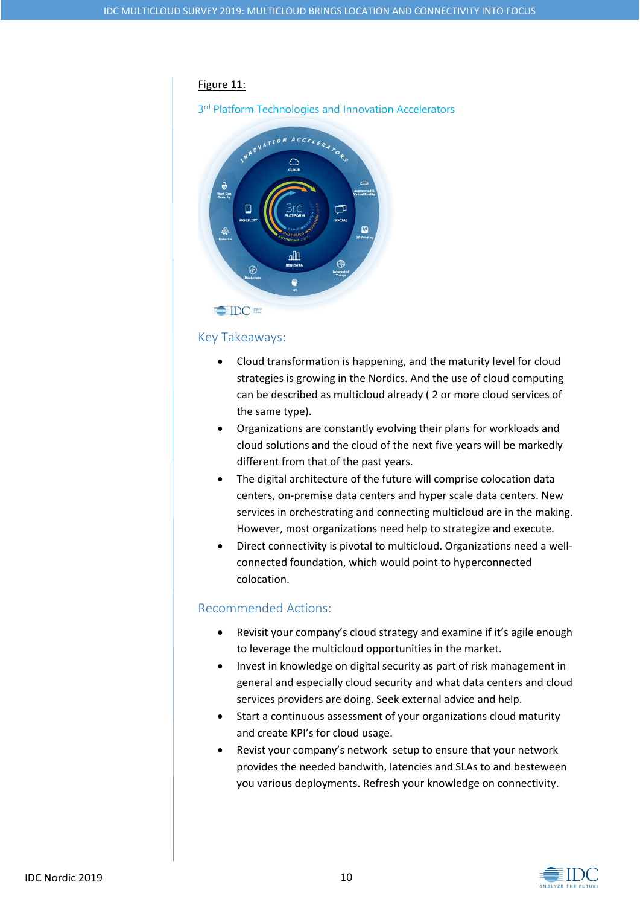Figure 11:

3rd Platform Technologies and Innovation Accelerators

## Key Takeaways:

- Cloud transformation is happening, and the maturity level for cloud strategies is growing in the Nordics. And the use of cloud computing can be described as multicloud already ( 2 or more cloud services of the same type).
- Organizations are constantly evolving their plans for workloads and cloud solutions and the cloud of the next five years will be markedly different from that of the past years.
- The digital architecture of the future will comprise colocation data centers, on-premise data centers and hyper scale data centers. New services in orchestrating and connecting multicloud are in the making. However, most organizations need help to strategize and execute.
- Direct connectivity is pivotal to multicloud. Organizations need a well-connected foundation, which would point to hyperconnected colocation.

## Recommended Actions:

- Revisit your company's cloud strategy and examine if it's agile enough to leverage the multicloud opportunities in the market.
- Invest in knowledge on digital security as part of risk management in general and especially cloud security and what data centers and cloud services providers are doing. Seek external advice and help.
- Start a continuous assessment of your organizations cloud maturity and create KPI's for cloud usage.
- Revist your company's network setup to ensure that your network provides the needed bandwith, latencies and SLAs to and besteween you various deployments. Refresh your knowledge on connectivity.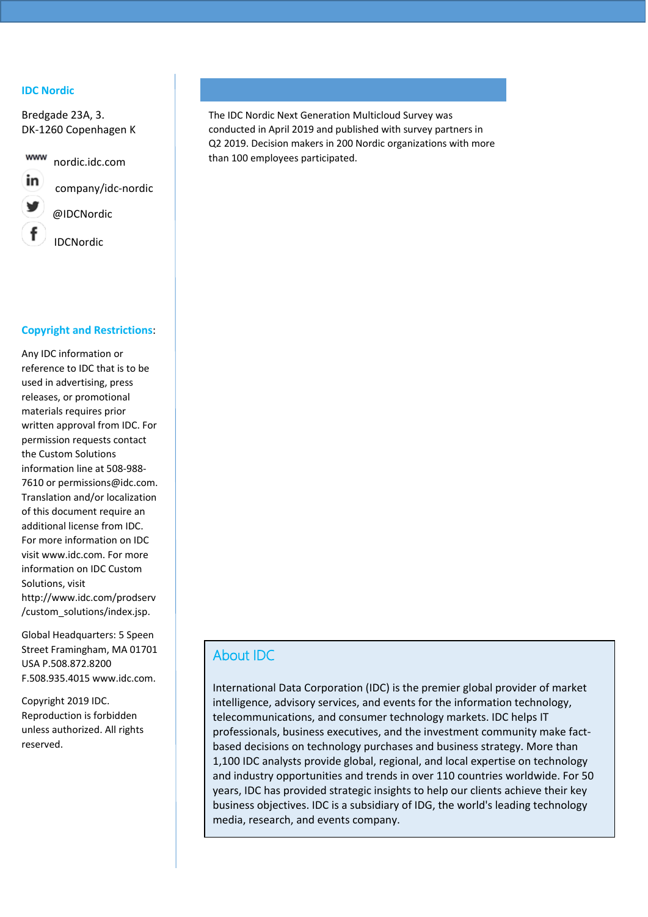**IDC Nordic**

Bredgade 23A, 3.
DK-1260 Copenhagen K

www nordic.idc.com

company/idc-nordic

@IDCNordic

IDCNordic

**Copyright and Restrictions**:

Any IDC information or reference to IDC that is to be used in advertising, press releases, or promotional materials requires prior written approval from IDC. For permission requests contact the Custom Solutions information line at 508-988-7610 or permissions@idc.com. Translation and/or localization of this document require an additional license from IDC. For more information on IDC visit www.idc.com. For more information on IDC Custom Solutions, visit http://www.idc.com/prodserv/custom_solutions/index.jsp.

Global Headquarters: 5 Speen Street Framingham, MA 01701 USA P.508.872.8200 F.508.935.4015 www.idc.com.

Copyright 2019 IDC. Reproduction is forbidden unless authorized. All rights reserved.

The IDC Nordic Next Generation Multicloud Survey was conducted in April 2019 and published with survey partners in Q2 2019. Decision makers in 200 Nordic organizations with more than 100 employees participated.

## About IDC

International Data Corporation (IDC) is the premier global provider of market intelligence, advisory services, and events for the information technology, telecommunications, and consumer technology markets. IDC helps IT professionals, business executives, and the investment community make fact-based decisions on technology purchases and business strategy. More than 1,100 IDC analysts provide global, regional, and local expertise on technology and industry opportunities and trends in over 110 countries worldwide. For 50 years, IDC has provided strategic insights to help our clients achieve their key business objectives. IDC is a subsidiary of IDG, the world's leading technology media, research, and events company.